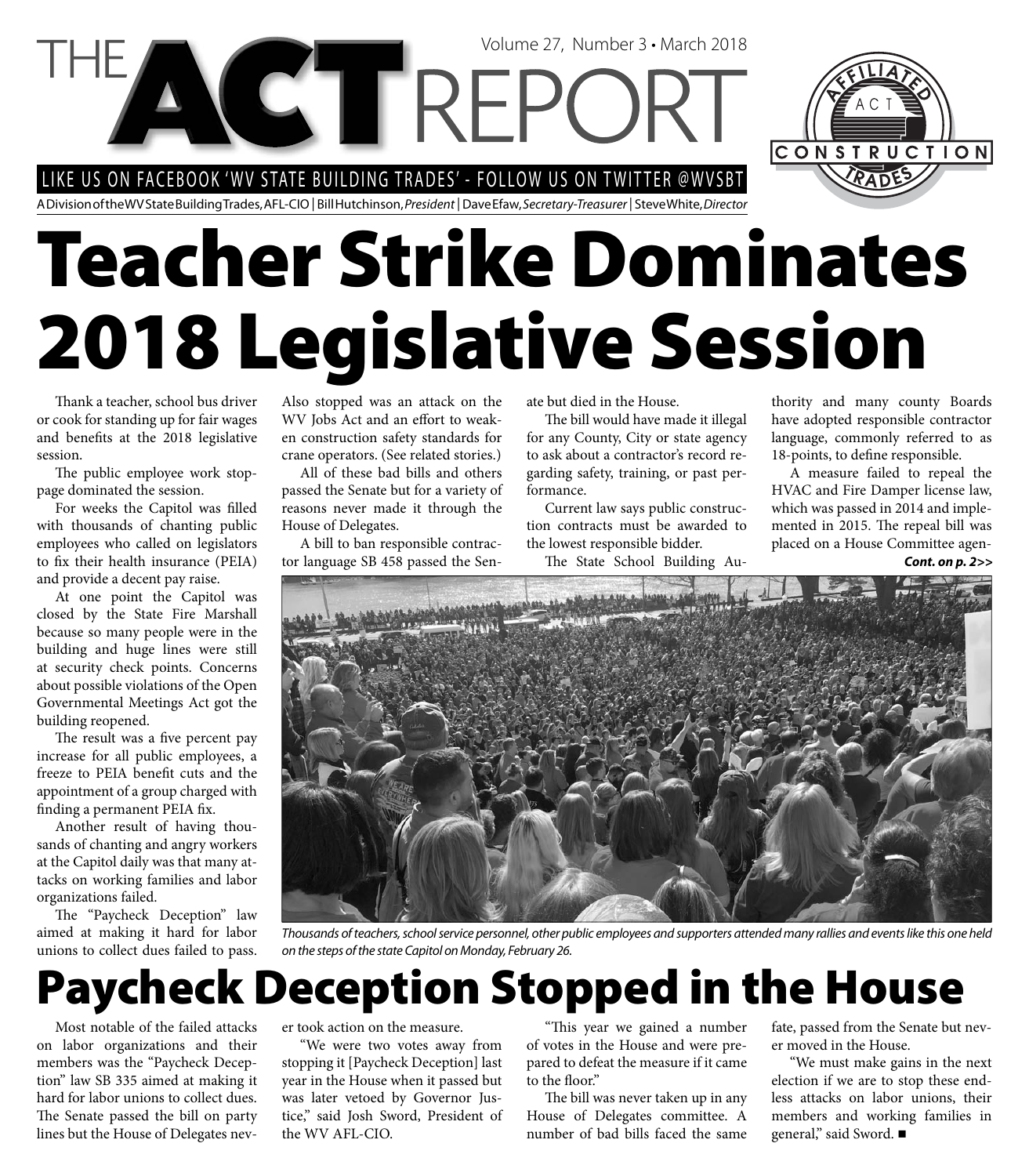# THE ACT REPORT

Volume 27, Number 3 • March 2018

LIKE US ON FACEBOOK 'WV STATE BUILDING TRADES' - FOLLOW US ON TWITTER @WVSBT

A Division of the WV State Building Trades, AFL-CIO | Bill Hutchinson, *President* | Dave Efaw, *Secretary-Treasurer* | Steve White, *Director*

# Teacher Strike Dominates 2018 Legislative Session

Thank a teacher, school bus driver or cook for standing up for fair wages and benefits at the 2018 legislative session.

The public employee work stoppage dominated the session.

For weeks the Capitol was filled with thousands of chanting public employees who called on legislators to fix their health insurance (PEIA) and provide a decent pay raise.

At one point the Capitol was closed by the State Fire Marshall because so many people were in the building and huge lines were still at security check points. Concerns about possible violations of the Open Governmental Meetings Act got the building reopened.

The result was a five percent pay increase for all public employees, a freeze to PEIA benefit cuts and the appointment of a group charged with finding a permanent PEIA fix.

Another result of having thousands of chanting and angry workers at the Capitol daily was that many attacks on working families and labor organizations failed.

The "Paycheck Deception" law aimed at making it hard for labor unions to collect dues failed to pass. Also stopped was an attack on the WV Jobs Act and an effort to weaken construction safety standards for crane operators. (See related stories.)

All of these bad bills and others passed the Senate but for a variety of reasons never made it through the House of Delegates.

A bill to ban responsible contractor language SB 458 passed the Senate but died in the House.

The bill would have made it illegal for any County, City or state agency to ask about a contractor's record regarding safety, training, or past performance.

Current law says public construction contracts must be awarded to the lowest responsible bidder.

The State School Building Authority and many county Boards have adopted responsible contractor language, commonly referred to as 18-points, to define responsible.

A measure failed to repeal the HVAC and Fire Damper license law, which was passed in 2014 and implemented in 2015. The repeal bill was placed on a House Committee agen-

***Cont. on p. 2>>***

*Thousands of teachers, school service personnel, other public employees and supporters attended many rallies and events like this one held on the steps of the state Capitol on Monday, February 26.*

# Paycheck Deception Stopped in the House

Most notable of the failed attacks on labor organizations and their members was the "Paycheck Deception" law SB 335 aimed at making it hard for labor unions to collect dues. The Senate passed the bill on party lines but the House of Delegates never took action on the measure.

"We were two votes away from stopping it [Paycheck Deception] last year in the House when it passed but was later vetoed by Governor Justice," said Josh Sword, President of the WV AFL-CIO.

"This year we gained a number of votes in the House and were prepared to defeat the measure if it came to the floor."

The bill was never taken up in any House of Delegates committee. A number of bad bills faced the same fate, passed from the Senate but never moved in the House.

"We must make gains in the next election if we are to stop these endless attacks on labor unions, their members and working families in general," said Sword. ■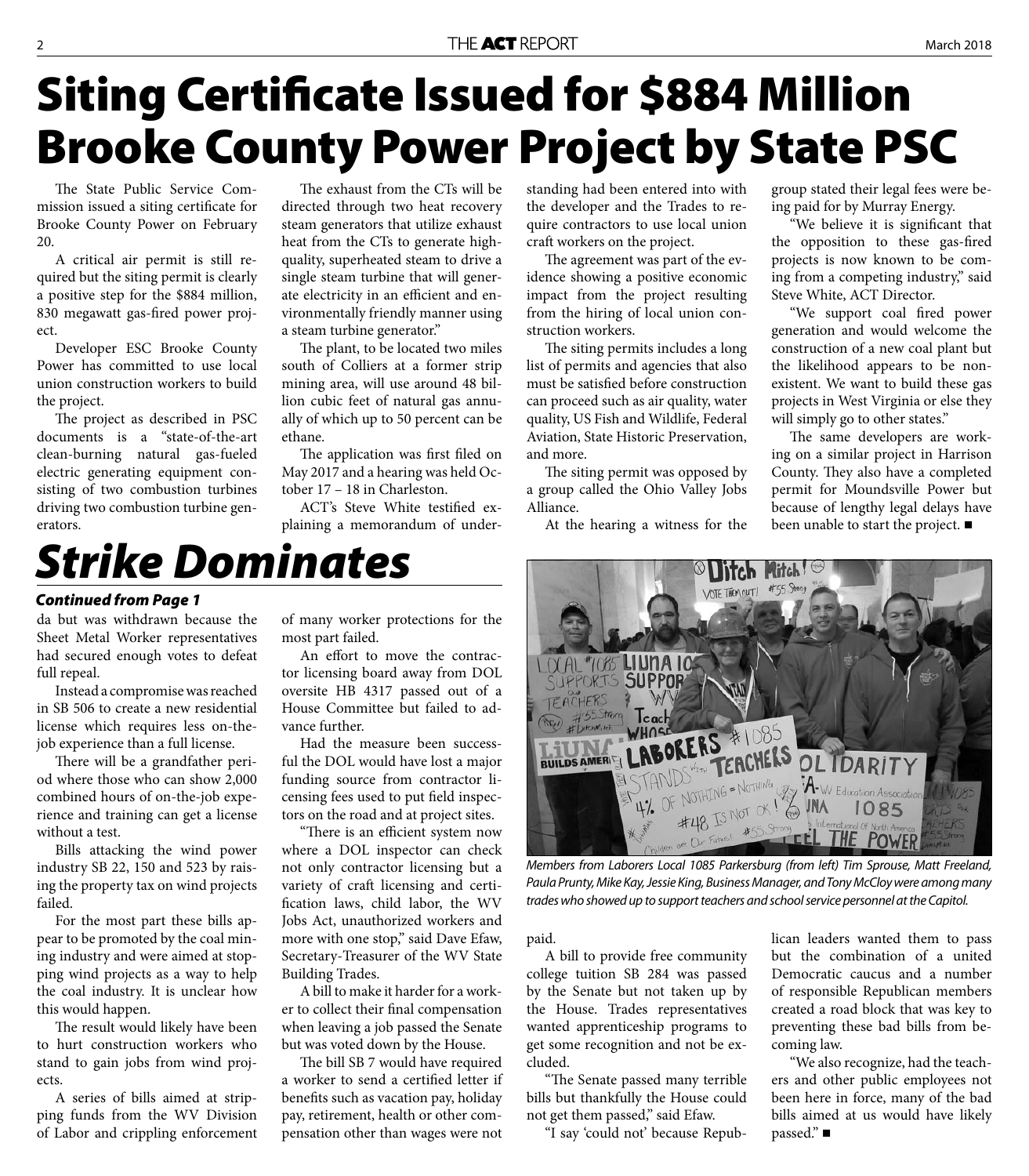# Siting Certificate Issued for $884 Million Brooke County Power Project by State PSC

The State Public Service Commission issued a siting certificate for Brooke County Power on February 20.

A critical air permit is still required but the siting permit is clearly a positive step for the $884 million, 830 megawatt gas-fired power project.

Developer ESC Brooke County Power has committed to use local union construction workers to build the project.

The project as described in PSC documents is a "state-of-the-art clean-burning natural gas-fueled electric generating equipment consisting of two combustion turbines driving two combustion turbine generators.

The exhaust from the CTs will be directed through two heat recovery steam generators that utilize exhaust heat from the CTs to generate high-quality, superheated steam to drive a single steam turbine that will generate electricity in an efficient and environmentally friendly manner using a steam turbine generator."

The plant, to be located two miles south of Colliers at a former strip mining area, will use around 48 billion cubic feet of natural gas annually of which up to 50 percent can be ethane.

The application was first filed on May 2017 and a hearing was held October 17 – 18 in Charleston.

ACT's Steve White testified explaining a memorandum of understanding had been entered into with the developer and the Trades to require contractors to use local union craft workers on the project.

The agreement was part of the evidence showing a positive economic impact from the project resulting from the hiring of local union construction workers.

The siting permits includes a long list of permits and agencies that also must be satisfied before construction can proceed such as air quality, water quality, US Fish and Wildlife, Federal Aviation, State Historic Preservation, and more.

The siting permit was opposed by a group called the Ohio Valley Jobs Alliance.

At the hearing a witness for the group stated their legal fees were being paid for by Murray Energy.

"We believe it is significant that the opposition to these gas-fired projects is now known to be coming from a competing industry," said Steve White, ACT Director.

"We support coal fired power generation and would welcome the construction of a new coal plant but the likelihood appears to be nonexistent. We want to build these gas projects in West Virginia or else they will simply go to other states."

The same developers are working on a similar project in Harrison County. They also have a completed permit for Moundsville Power but because of lengthy legal delays have been unable to start the project. ■

# *Strike Dominates*

***Continued from Page 1***

da but was withdrawn because the Sheet Metal Worker representatives had secured enough votes to defeat full repeal.

Instead a compromise was reached in SB 506 to create a new residential license which requires less on-the-job experience than a full license.

There will be a grandfather period where those who can show 2,000 combined hours of on-the-job experience and training can get a license without a test.

Bills attacking the wind power industry SB 22, 150 and 523 by raising the property tax on wind projects failed.

For the most part these bills appear to be promoted by the coal mining industry and were aimed at stopping wind projects as a way to help the coal industry. It is unclear how this would happen.

The result would likely have been to hurt construction workers who stand to gain jobs from wind projects.

A series of bills aimed at stripping funds from the WV Division of Labor and crippling enforcement of many worker protections for the most part failed.

An effort to move the contractor licensing board away from DOL oversite HB 4317 passed out of a House Committee but failed to advance further.

Had the measure been successful the DOL would have lost a major funding source from contractor licensing fees used to put field inspectors on the road and at project sites.

"There is an efficient system now where a DOL inspector can check not only contractor licensing but a variety of craft licensing and certification laws, child labor, the WV Jobs Act, unauthorized workers and more with one stop," said Dave Efaw, Secretary-Treasurer of the WV State Building Trades.

A bill to make it harder for a worker to collect their final compensation when leaving a job passed the Senate but was voted down by the House.

The bill SB 7 would have required a worker to send a certified letter if benefits such as vacation pay, holiday pay, retirement, health or other compensation other than wages were not paid.

A bill to provide free community college tuition SB 284 was passed by the Senate but not taken up by the House. Trades representatives wanted apprenticeship programs to get some recognition and not be excluded.

"The Senate passed many terrible bills but thankfully the House could not get them passed," said Efaw.

"I say 'could not' because Republican leaders wanted them to pass but the combination of a united Democratic caucus and a number of responsible Republican members created a road block that was key to preventing these bad bills from becoming law.

"We also recognize, had the teachers and other public employees not been here in force, many of the bad bills aimed at us would have likely passed." ■

*Members from Laborers Local 1085 Parkersburg (from left) Tim Sprouse, Matt Freeland, Paula Prunty, Mike Kay, Jessie King, Business Manager, and Tony McCloy were among many trades who showed up to support teachers and school service personnel at the Capitol.*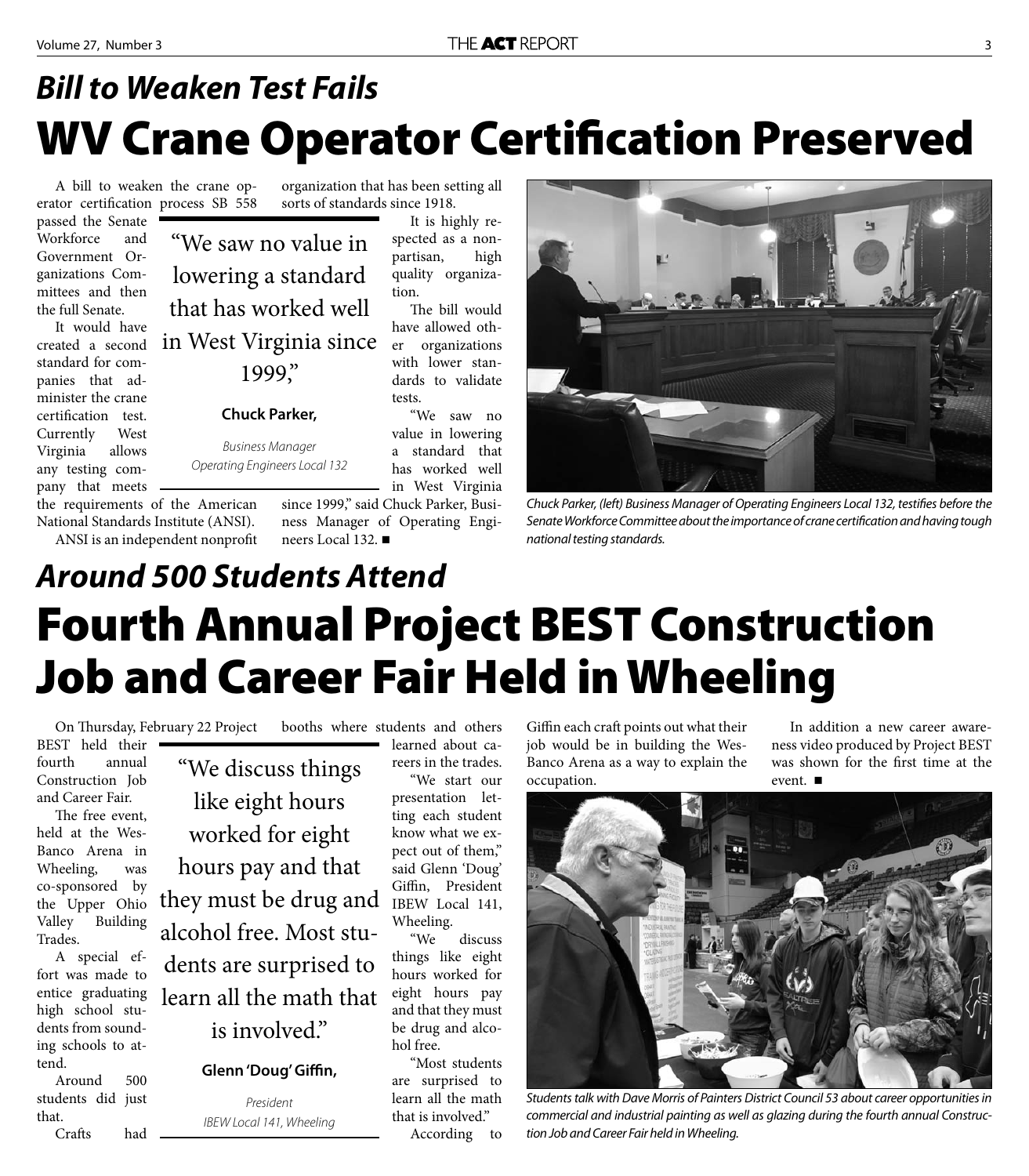## *Bill to Weaken Test Fails*

# WV Crane Operator Certification Preserved

A bill to weaken the crane operator certification process SB 558 passed the Senate Workforce and Government Organizations Committees and then the full Senate.

It would have created a second standard for companies that administer the crane certification test. Currently West Virginia allows any testing company that meets the requirements of the American National Standards Institute (ANSI).

ANSI is an independent nonprofit organization that has been setting all sorts of standards since 1918.

> "We saw no value in lowering a standard that has worked well in West Virginia since 1999,"
>
> **Chuck Parker,**
>
> *Business Manager*
> *Operating Engineers Local 132*

It is highly respected as a nonpartisan, high quality organization.

The bill would have allowed other organizations with lower standards to validate tests.

"We saw no value in lowering a standard that has worked well in West Virginia since 1999," said Chuck Parker, Business Manager of Operating Engineers Local 132. ■

*Chuck Parker, (left) Business Manager of Operating Engineers Local 132, testifies before the Senate Workforce Committee about the importance of crane certification and having tough national testing standards.*

## *Around 500 Students Attend*

# Fourth Annual Project BEST Construction Job and Career Fair Held in Wheeling

On Thursday, February 22 Project BEST held their fourth annual Construction Job and Career Fair.

The free event, held at the WesBanco Arena in Wheeling, was co-sponsored by the Upper Ohio Valley Building Trades.

A special effort was made to entice graduating high school students from sounding schools to attend.

Around 500 students did just that.

Crafts had booths where students and others learned about careers in the trades.

> "We discuss things like eight hours worked for eight hours pay and that they must be drug and alcohol free. Most students are surprised to learn all the math that is involved."
>
> **Glenn 'Doug' Giffin,**
>
> *President*
> *IBEW Local 141, Wheeling*

"We start our presentation letting each student know what we expect out of them," said Glenn 'Doug' Giffin, President IBEW Local 141, Wheeling.

"We discuss things like eight hours worked for eight hours pay and that they must be drug and alcohol free.

"Most students are surprised to learn all the math that is involved."

According to Giffin each craft points out what their job would be in building the WesBanco Arena as a way to explain the occupation.

In addition a new career awareness video produced by Project BEST was shown for the first time at the event. ■

*Students talk with Dave Morris of Painters District Council 53 about career opportunities in commercial and industrial painting as well as glazing during the fourth annual Construction Job and Career Fair held in Wheeling.*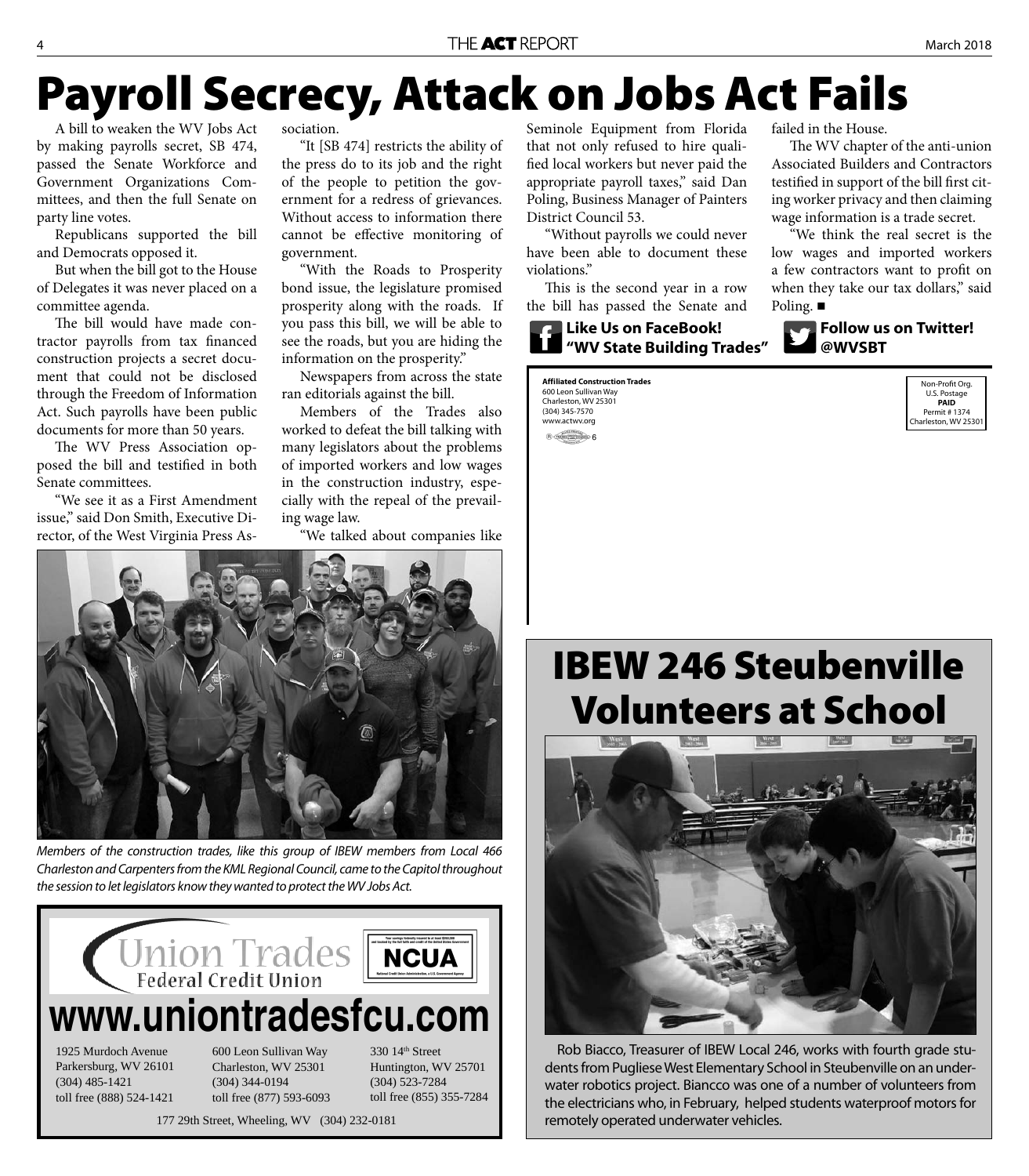# Payroll Secrecy, Attack on Jobs Act Fails

A bill to weaken the WV Jobs Act by making payrolls secret, SB 474, passed the Senate Workforce and Government Organizations Committees, and then the full Senate on party line votes.

Republicans supported the bill and Democrats opposed it.

But when the bill got to the House of Delegates it was never placed on a committee agenda.

The bill would have made contractor payrolls from tax financed construction projects a secret document that could not be disclosed through the Freedom of Information Act. Such payrolls have been public documents for more than 50 years.

The WV Press Association opposed the bill and testified in both Senate committees.

"We see it as a First Amendment issue," said Don Smith, Executive Director, of the West Virginia Press Association.

"It [SB 474] restricts the ability of the press do to its job and the right of the people to petition the government for a redress of grievances. Without access to information there cannot be effective monitoring of government.

"With the Roads to Prosperity bond issue, the legislature promised prosperity along with the roads. If you pass this bill, we will be able to see the roads, but you are hiding the information on the prosperity."

Newspapers from across the state ran editorials against the bill.

Members of the Trades also worked to defeat the bill talking with many legislators about the problems of imported workers and low wages in the construction industry, especially with the repeal of the prevailing wage law.

"We talked about companies like Seminole Equipment from Florida that not only refused to hire qualified local workers but never paid the appropriate payroll taxes," said Dan Poling, Business Manager of Painters District Council 53.

"Without payrolls we could never have been able to document these violations."

This is the second year in a row the bill has passed the Senate and failed in the House.

The WV chapter of the anti-union Associated Builders and Contractors testified in support of the bill first citing worker privacy and then claiming wage information is a trade secret.

"We think the real secret is the low wages and imported workers a few contractors want to profit on when they take our tax dollars," said Poling. ■

*Members of the construction trades, like this group of IBEW members from Local 466 Charleston and Carpenters from the KML Regional Council, came to the Capitol throughout the session to let legislators know they wanted to protect the WV Jobs Act.*

**Like Us on FaceBook! "WV State Building Trades"**

**Follow us on Twitter! @WVSBT**

**Affiliated Construction Trades**
600 Leon Sullivan Way
Charleston, WV 25301
(304) 345-7570
www.actwv.org

Non-Profit Org.
U.S. Postage
**PAID**
Permit # 1374
Charleston, WV 25301

Union Trades Federal Credit Union

NCUA

**www.uniontradesfcu.com**

1925 Murdoch Avenue
Parkersburg, WV 26101
(304) 485-1421
toll free (888) 524-1421

600 Leon Sullivan Way
Charleston, WV 25301
(304) 344-0194
toll free (877) 593-6093

330 14th Street
Huntington, WV 25701
(304) 523-7284
toll free (855) 355-7284

177 29th Street, Wheeling, WV (304) 232-0181

# IBEW 246 Steubenville Volunteers at School

Rob Biacco, Treasurer of IBEW Local 246, works with fourth grade students from Pugliese West Elementary School in Steubenville on an underwater robotics project. Biancco was one of a number of volunteers from the electricians who, in February, helped students waterproof motors for remotely operated underwater vehicles.